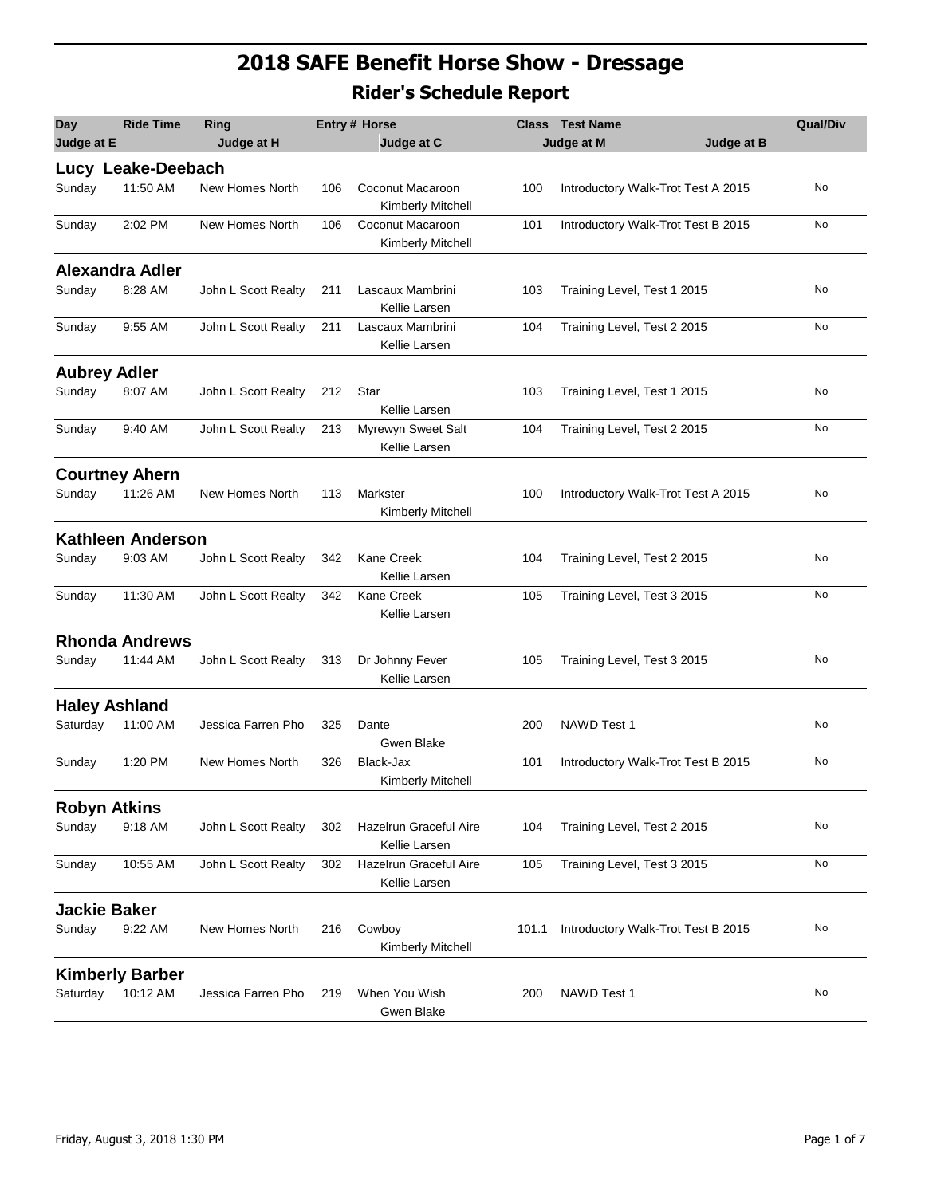# 2018 SAFE Benefit Horse Show - Dressage

## Rider's Schedule Report

| Day | Ride Time | Ring | Entry # | Horse | Class | Test Name | Qual/Div |
|---|---|---|---|---|---|---|---|
| Judge at E | | Judge at H | | Judge at C | | Judge at M / Judge at B | |
| **Lucy Leake-Deebach** | | | | | | | |
| Sunday | 11:50 AM | New Homes North | 106 | Coconut Macaroon<br>Kimberly Mitchell | 100 | Introductory Walk-Trot Test A 2015 | No |
| Sunday | 2:02 PM | New Homes North | 106 | Coconut Macaroon<br>Kimberly Mitchell | 101 | Introductory Walk-Trot Test B 2015 | No |
| **Alexandra Adler** | | | | | | | |
| Sunday | 8:28 AM | John L Scott Realty | 211 | Lascaux Mambrini<br>Kellie Larsen | 103 | Training Level, Test 1 2015 | No |
| Sunday | 9:55 AM | John L Scott Realty | 211 | Lascaux Mambrini<br>Kellie Larsen | 104 | Training Level, Test 2 2015 | No |
| **Aubrey Adler** | | | | | | | |
| Sunday | 8:07 AM | John L Scott Realty | 212 | Star<br>Kellie Larsen | 103 | Training Level, Test 1 2015 | No |
| Sunday | 9:40 AM | John L Scott Realty | 213 | Myrewyn Sweet Salt<br>Kellie Larsen | 104 | Training Level, Test 2 2015 | No |
| **Courtney Ahern** | | | | | | | |
| Sunday | 11:26 AM | New Homes North | 113 | Markster<br>Kimberly Mitchell | 100 | Introductory Walk-Trot Test A 2015 | No |
| **Kathleen Anderson** | | | | | | | |
| Sunday | 9:03 AM | John L Scott Realty | 342 | Kane Creek<br>Kellie Larsen | 104 | Training Level, Test 2 2015 | No |
| Sunday | 11:30 AM | John L Scott Realty | 342 | Kane Creek<br>Kellie Larsen | 105 | Training Level, Test 3 2015 | No |
| **Rhonda Andrews** | | | | | | | |
| Sunday | 11:44 AM | John L Scott Realty | 313 | Dr Johnny Fever<br>Kellie Larsen | 105 | Training Level, Test 3 2015 | No |
| **Haley Ashland** | | | | | | | |
| Saturday | 11:00 AM | Jessica Farren Pho | 325 | Dante<br>Gwen Blake | 200 | NAWD Test 1 | No |
| Sunday | 1:20 PM | New Homes North | 326 | Black-Jax<br>Kimberly Mitchell | 101 | Introductory Walk-Trot Test B 2015 | No |
| **Robyn Atkins** | | | | | | | |
| Sunday | 9:18 AM | John L Scott Realty | 302 | Hazelrun Graceful Aire<br>Kellie Larsen | 104 | Training Level, Test 2 2015 | No |
| Sunday | 10:55 AM | John L Scott Realty | 302 | Hazelrun Graceful Aire<br>Kellie Larsen | 105 | Training Level, Test 3 2015 | No |
| **Jackie Baker** | | | | | | | |
| Sunday | 9:22 AM | New Homes North | 216 | Cowboy<br>Kimberly Mitchell | 101.1 | Introductory Walk-Trot Test B 2015 | No |
| **Kimberly Barber** | | | | | | | |
| Saturday | 10:12 AM | Jessica Farren Pho | 219 | When You Wish<br>Gwen Blake | 200 | NAWD Test 1 | No |

Friday, August 3, 2018 1:30 PM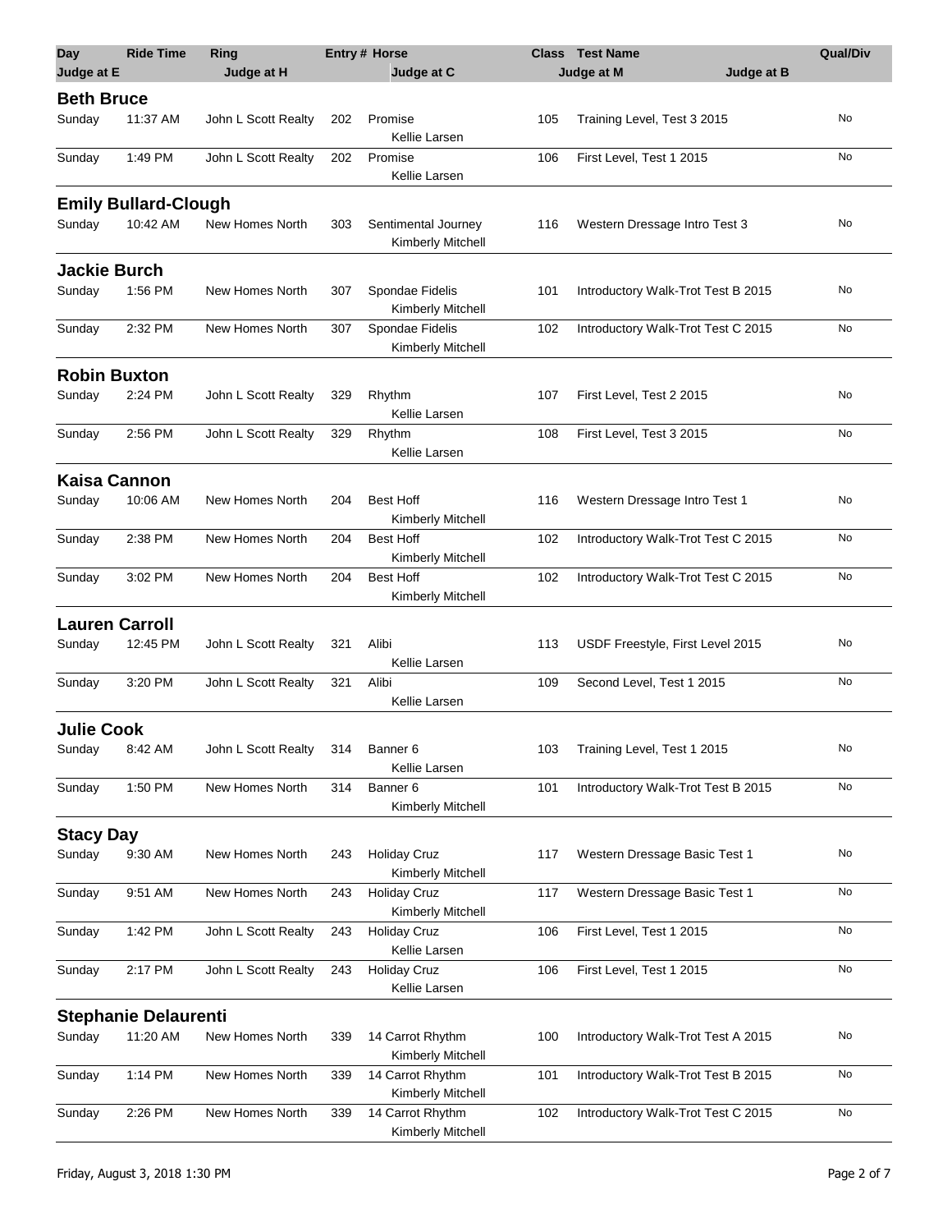| Day | Ride Time | Ring | Entry # | Horse | Class | Test Name | Qual/Div |
|---|---|---|---|---|---|---|---|
| **Judge at E** | | **Judge at H** | | **Judge at C** | | **Judge at M** / **Judge at B** | |

## Beth Bruce

| Day | Ride Time | Ring | Entry # | Horse / Judge at C | Class | Test Name | Qual/Div |
|---|---|---|---|---|---|---|---|
| Sunday | 11:37 AM | John L Scott Realty | 202 | Promise / Kellie Larsen | 105 | Training Level, Test 3 2015 | No |
| Sunday | 1:49 PM | John L Scott Realty | 202 | Promise / Kellie Larsen | 106 | First Level, Test 1 2015 | No |

## Emily Bullard-Clough

| Day | Ride Time | Ring | Entry # | Horse / Judge at C | Class | Test Name | Qual/Div |
|---|---|---|---|---|---|---|---|
| Sunday | 10:42 AM | New Homes North | 303 | Sentimental Journey / Kimberly Mitchell | 116 | Western Dressage Intro Test 3 | No |

## Jackie Burch

| Day | Ride Time | Ring | Entry # | Horse / Judge at C | Class | Test Name | Qual/Div |
|---|---|---|---|---|---|---|---|
| Sunday | 1:56 PM | New Homes North | 307 | Spondae Fidelis / Kimberly Mitchell | 101 | Introductory Walk-Trot Test B 2015 | No |
| Sunday | 2:32 PM | New Homes North | 307 | Spondae Fidelis / Kimberly Mitchell | 102 | Introductory Walk-Trot Test C 2015 | No |

## Robin Buxton

| Day | Ride Time | Ring | Entry # | Horse / Judge at C | Class | Test Name | Qual/Div |
|---|---|---|---|---|---|---|---|
| Sunday | 2:24 PM | John L Scott Realty | 329 | Rhythm / Kellie Larsen | 107 | First Level, Test 2 2015 | No |
| Sunday | 2:56 PM | John L Scott Realty | 329 | Rhythm / Kellie Larsen | 108 | First Level, Test 3 2015 | No |

## Kaisa Cannon

| Day | Ride Time | Ring | Entry # | Horse / Judge at C | Class | Test Name | Qual/Div |
|---|---|---|---|---|---|---|---|
| Sunday | 10:06 AM | New Homes North | 204 | Best Hoff / Kimberly Mitchell | 116 | Western Dressage Intro Test 1 | No |
| Sunday | 2:38 PM | New Homes North | 204 | Best Hoff / Kimberly Mitchell | 102 | Introductory Walk-Trot Test C 2015 | No |
| Sunday | 3:02 PM | New Homes North | 204 | Best Hoff / Kimberly Mitchell | 102 | Introductory Walk-Trot Test C 2015 | No |

## Lauren Carroll

| Day | Ride Time | Ring | Entry # | Horse / Judge at C | Class | Test Name | Qual/Div |
|---|---|---|---|---|---|---|---|
| Sunday | 12:45 PM | John L Scott Realty | 321 | Alibi / Kellie Larsen | 113 | USDF Freestyle, First Level 2015 | No |
| Sunday | 3:20 PM | John L Scott Realty | 321 | Alibi / Kellie Larsen | 109 | Second Level, Test 1 2015 | No |

## Julie Cook

| Day | Ride Time | Ring | Entry # | Horse / Judge at C | Class | Test Name | Qual/Div |
|---|---|---|---|---|---|---|---|
| Sunday | 8:42 AM | John L Scott Realty | 314 | Banner 6 / Kellie Larsen | 103 | Training Level, Test 1 2015 | No |
| Sunday | 1:50 PM | New Homes North | 314 | Banner 6 / Kimberly Mitchell | 101 | Introductory Walk-Trot Test B 2015 | No |

## Stacy Day

| Day | Ride Time | Ring | Entry # | Horse / Judge at C | Class | Test Name | Qual/Div |
|---|---|---|---|---|---|---|---|
| Sunday | 9:30 AM | New Homes North | 243 | Holiday Cruz / Kimberly Mitchell | 117 | Western Dressage Basic Test 1 | No |
| Sunday | 9:51 AM | New Homes North | 243 | Holiday Cruz / Kimberly Mitchell | 117 | Western Dressage Basic Test 1 | No |
| Sunday | 1:42 PM | John L Scott Realty | 243 | Holiday Cruz / Kellie Larsen | 106 | First Level, Test 1 2015 | No |
| Sunday | 2:17 PM | John L Scott Realty | 243 | Holiday Cruz / Kellie Larsen | 106 | First Level, Test 1 2015 | No |

## Stephanie Delaurenti

| Day | Ride Time | Ring | Entry # | Horse / Judge at C | Class | Test Name | Qual/Div |
|---|---|---|---|---|---|---|---|
| Sunday | 11:20 AM | New Homes North | 339 | 14 Carrot Rhythm / Kimberly Mitchell | 100 | Introductory Walk-Trot Test A 2015 | No |
| Sunday | 1:14 PM | New Homes North | 339 | 14 Carrot Rhythm / Kimberly Mitchell | 101 | Introductory Walk-Trot Test B 2015 | No |
| Sunday | 2:26 PM | New Homes North | 339 | 14 Carrot Rhythm / Kimberly Mitchell | 102 | Introductory Walk-Trot Test C 2015 | No |

Friday, August 3, 2018 1:30 PM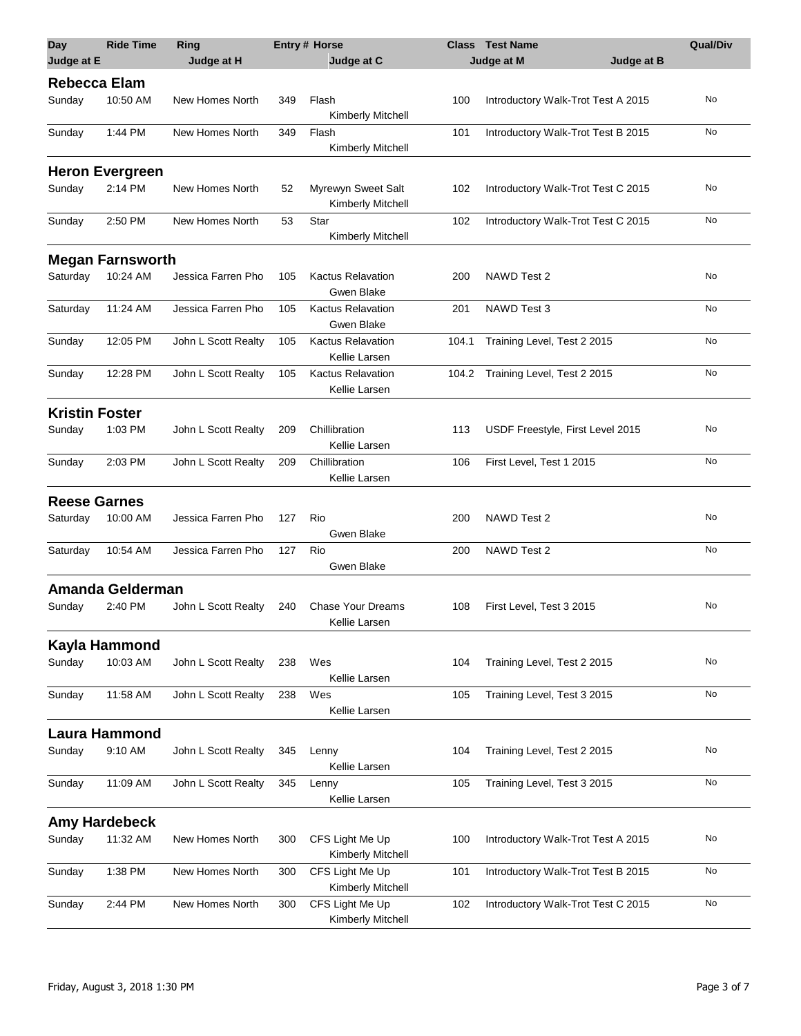| Day | Ride Time | Ring | Entry # | Horse | Class | Test Name | Qual/Div |
|---|---|---|---|---|---|---|---|
| **Judge at E** | | **Judge at H** | | **Judge at C** | | **Judge at M** / **Judge at B** | |

## Rebecca Elam

| Day | Ride Time | Ring | Entry # | Horse / Judge at C | Class | Test Name | Qual/Div |
|---|---|---|---|---|---|---|---|
| Sunday | 10:50 AM | New Homes North | 349 | Flash<br>Kimberly Mitchell | 100 | Introductory Walk-Trot Test A 2015 | No |
| Sunday | 1:44 PM | New Homes North | 349 | Flash<br>Kimberly Mitchell | 101 | Introductory Walk-Trot Test B 2015 | No |

## Heron Evergreen

| Day | Ride Time | Ring | Entry # | Horse / Judge at C | Class | Test Name | Qual/Div |
|---|---|---|---|---|---|---|---|
| Sunday | 2:14 PM | New Homes North | 52 | Myrewyn Sweet Salt<br>Kimberly Mitchell | 102 | Introductory Walk-Trot Test C 2015 | No |
| Sunday | 2:50 PM | New Homes North | 53 | Star<br>Kimberly Mitchell | 102 | Introductory Walk-Trot Test C 2015 | No |

## Megan Farnsworth

| Day | Ride Time | Ring | Entry # | Horse / Judge at C | Class | Test Name | Qual/Div |
|---|---|---|---|---|---|---|---|
| Saturday | 10:24 AM | Jessica Farren Pho | 105 | Kactus Relavation<br>Gwen Blake | 200 | NAWD Test 2 | No |
| Saturday | 11:24 AM | Jessica Farren Pho | 105 | Kactus Relavation<br>Gwen Blake | 201 | NAWD Test 3 | No |
| Sunday | 12:05 PM | John L Scott Realty | 105 | Kactus Relavation<br>Kellie Larsen | 104.1 | Training Level, Test 2 2015 | No |
| Sunday | 12:28 PM | John L Scott Realty | 105 | Kactus Relavation<br>Kellie Larsen | 104.2 | Training Level, Test 2 2015 | No |

## Kristin Foster

| Day | Ride Time | Ring | Entry # | Horse / Judge at C | Class | Test Name | Qual/Div |
|---|---|---|---|---|---|---|---|
| Sunday | 1:03 PM | John L Scott Realty | 209 | Chillibration<br>Kellie Larsen | 113 | USDF Freestyle, First Level 2015 | No |
| Sunday | 2:03 PM | John L Scott Realty | 209 | Chillibration<br>Kellie Larsen | 106 | First Level, Test 1 2015 | No |

## Reese Garnes

| Day | Ride Time | Ring | Entry # | Horse / Judge at C | Class | Test Name | Qual/Div |
|---|---|---|---|---|---|---|---|
| Saturday | 10:00 AM | Jessica Farren Pho | 127 | Rio<br>Gwen Blake | 200 | NAWD Test 2 | No |
| Saturday | 10:54 AM | Jessica Farren Pho | 127 | Rio<br>Gwen Blake | 200 | NAWD Test 2 | No |

## Amanda Gelderman

| Day | Ride Time | Ring | Entry # | Horse / Judge at C | Class | Test Name | Qual/Div |
|---|---|---|---|---|---|---|---|
| Sunday | 2:40 PM | John L Scott Realty | 240 | Chase Your Dreams<br>Kellie Larsen | 108 | First Level, Test 3 2015 | No |

## Kayla Hammond

| Day | Ride Time | Ring | Entry # | Horse / Judge at C | Class | Test Name | Qual/Div |
|---|---|---|---|---|---|---|---|
| Sunday | 10:03 AM | John L Scott Realty | 238 | Wes<br>Kellie Larsen | 104 | Training Level, Test 2 2015 | No |
| Sunday | 11:58 AM | John L Scott Realty | 238 | Wes<br>Kellie Larsen | 105 | Training Level, Test 3 2015 | No |

## Laura Hammond

| Day | Ride Time | Ring | Entry # | Horse / Judge at C | Class | Test Name | Qual/Div |
|---|---|---|---|---|---|---|---|
| Sunday | 9:10 AM | John L Scott Realty | 345 | Lenny<br>Kellie Larsen | 104 | Training Level, Test 2 2015 | No |
| Sunday | 11:09 AM | John L Scott Realty | 345 | Lenny<br>Kellie Larsen | 105 | Training Level, Test 3 2015 | No |

## Amy Hardebeck

| Day | Ride Time | Ring | Entry # | Horse / Judge at C | Class | Test Name | Qual/Div |
|---|---|---|---|---|---|---|---|
| Sunday | 11:32 AM | New Homes North | 300 | CFS Light Me Up<br>Kimberly Mitchell | 100 | Introductory Walk-Trot Test A 2015 | No |
| Sunday | 1:38 PM | New Homes North | 300 | CFS Light Me Up<br>Kimberly Mitchell | 101 | Introductory Walk-Trot Test B 2015 | No |
| Sunday | 2:44 PM | New Homes North | 300 | CFS Light Me Up<br>Kimberly Mitchell | 102 | Introductory Walk-Trot Test C 2015 | No |

Friday, August 3, 2018 1:30 PM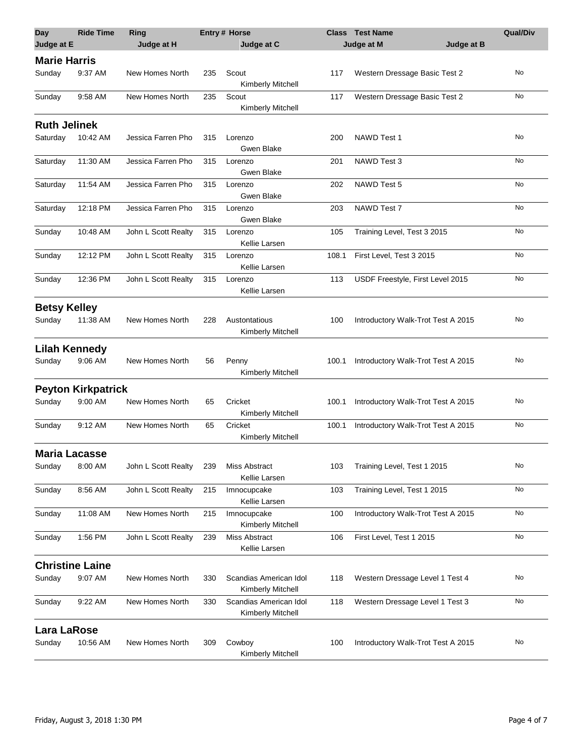| Day | Ride Time | Ring | Entry # | Horse | Class | Test Name | Qual/Div |
|---|---|---|---|---|---|---|---|
| Judge at E | | Judge at H | | Judge at C | | Judge at M / Judge at B | |

## Marie Harris

| Day | Ride Time | Ring | Entry # | Horse / Judge at C | Class | Test Name | Qual/Div |
|---|---|---|---|---|---|---|---|
| Sunday | 9:37 AM | New Homes North | 235 | Scout<br>Kimberly Mitchell | 117 | Western Dressage Basic Test 2 | No |
| Sunday | 9:58 AM | New Homes North | 235 | Scout<br>Kimberly Mitchell | 117 | Western Dressage Basic Test 2 | No |

## Ruth Jelinek

| Day | Ride Time | Ring | Entry # | Horse / Judge at C | Class | Test Name | Qual/Div |
|---|---|---|---|---|---|---|---|
| Saturday | 10:42 AM | Jessica Farren Pho | 315 | Lorenzo<br>Gwen Blake | 200 | NAWD Test 1 | No |
| Saturday | 11:30 AM | Jessica Farren Pho | 315 | Lorenzo<br>Gwen Blake | 201 | NAWD Test 3 | No |
| Saturday | 11:54 AM | Jessica Farren Pho | 315 | Lorenzo<br>Gwen Blake | 202 | NAWD Test 5 | No |
| Saturday | 12:18 PM | Jessica Farren Pho | 315 | Lorenzo<br>Gwen Blake | 203 | NAWD Test 7 | No |
| Sunday | 10:48 AM | John L Scott Realty | 315 | Lorenzo<br>Kellie Larsen | 105 | Training Level, Test 3 2015 | No |
| Sunday | 12:12 PM | John L Scott Realty | 315 | Lorenzo<br>Kellie Larsen | 108.1 | First Level, Test 3 2015 | No |
| Sunday | 12:36 PM | John L Scott Realty | 315 | Lorenzo<br>Kellie Larsen | 113 | USDF Freestyle, First Level 2015 | No |

## Betsy Kelley

| Day | Ride Time | Ring | Entry # | Horse / Judge at C | Class | Test Name | Qual/Div |
|---|---|---|---|---|---|---|---|
| Sunday | 11:38 AM | New Homes North | 228 | Austontatious<br>Kimberly Mitchell | 100 | Introductory Walk-Trot Test A 2015 | No |

## Lilah Kennedy

| Day | Ride Time | Ring | Entry # | Horse / Judge at C | Class | Test Name | Qual/Div |
|---|---|---|---|---|---|---|---|
| Sunday | 9:06 AM | New Homes North | 56 | Penny<br>Kimberly Mitchell | 100.1 | Introductory Walk-Trot Test A 2015 | No |

## Peyton Kirkpatrick

| Day | Ride Time | Ring | Entry # | Horse / Judge at C | Class | Test Name | Qual/Div |
|---|---|---|---|---|---|---|---|
| Sunday | 9:00 AM | New Homes North | 65 | Cricket<br>Kimberly Mitchell | 100.1 | Introductory Walk-Trot Test A 2015 | No |
| Sunday | 9:12 AM | New Homes North | 65 | Cricket<br>Kimberly Mitchell | 100.1 | Introductory Walk-Trot Test A 2015 | No |

## Maria Lacasse

| Day | Ride Time | Ring | Entry # | Horse / Judge at C | Class | Test Name | Qual/Div |
|---|---|---|---|---|---|---|---|
| Sunday | 8:00 AM | John L Scott Realty | 239 | Miss Abstract<br>Kellie Larsen | 103 | Training Level, Test 1 2015 | No |
| Sunday | 8:56 AM | John L Scott Realty | 215 | Imnocupcake<br>Kellie Larsen | 103 | Training Level, Test 1 2015 | No |
| Sunday | 11:08 AM | New Homes North | 215 | Imnocupcake<br>Kimberly Mitchell | 100 | Introductory Walk-Trot Test A 2015 | No |
| Sunday | 1:56 PM | John L Scott Realty | 239 | Miss Abstract<br>Kellie Larsen | 106 | First Level, Test 1 2015 | No |

## Christine Laine

| Day | Ride Time | Ring | Entry # | Horse / Judge at C | Class | Test Name | Qual/Div |
|---|---|---|---|---|---|---|---|
| Sunday | 9:07 AM | New Homes North | 330 | Scandias American Idol<br>Kimberly Mitchell | 118 | Western Dressage Level 1 Test 4 | No |
| Sunday | 9:22 AM | New Homes North | 330 | Scandias American Idol<br>Kimberly Mitchell | 118 | Western Dressage Level 1 Test 3 | No |

## Lara LaRose

| Day | Ride Time | Ring | Entry # | Horse / Judge at C | Class | Test Name | Qual/Div |
|---|---|---|---|---|---|---|---|
| Sunday | 10:56 AM | New Homes North | 309 | Cowboy<br>Kimberly Mitchell | 100 | Introductory Walk-Trot Test A 2015 | No |

Friday, August 3, 2018 1:30 PM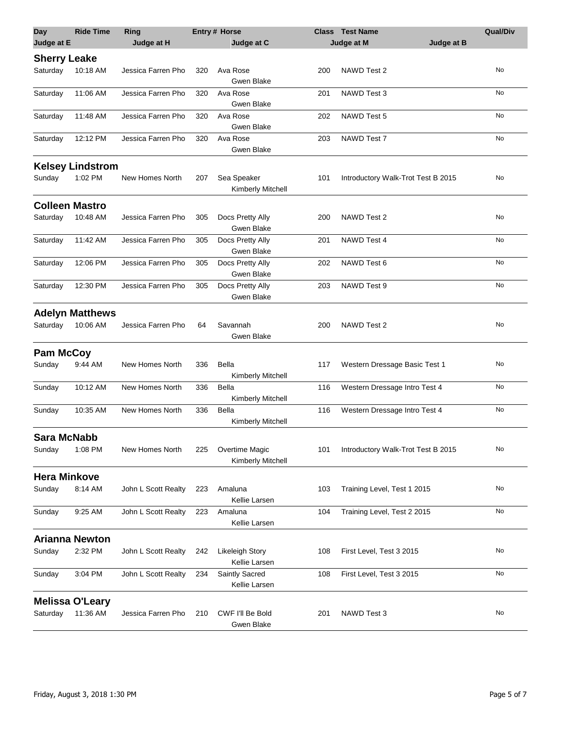| Day | Ride Time | Ring | Entry # | Horse | Class | Test Name | Qual/Div |
|---|---|---|---|---|---|---|---|
| Judge at E | | Judge at H | | Judge at C | | Judge at M / Judge at B | |

**Sherry Leake**

| Day | Ride Time | Ring | Entry # | Horse / Judge at C | Class | Test Name | Qual/Div |
|---|---|---|---|---|---|---|---|
| Saturday | 10:18 AM | Jessica Farren Pho | 320 | Ava Rose / Gwen Blake | 200 | NAWD Test 2 | No |
| Saturday | 11:06 AM | Jessica Farren Pho | 320 | Ava Rose / Gwen Blake | 201 | NAWD Test 3 | No |
| Saturday | 11:48 AM | Jessica Farren Pho | 320 | Ava Rose / Gwen Blake | 202 | NAWD Test 5 | No |
| Saturday | 12:12 PM | Jessica Farren Pho | 320 | Ava Rose / Gwen Blake | 203 | NAWD Test 7 | No |

**Kelsey Lindstrom**

| Day | Ride Time | Ring | Entry # | Horse / Judge at C | Class | Test Name | Qual/Div |
|---|---|---|---|---|---|---|---|
| Sunday | 1:02 PM | New Homes North | 207 | Sea Speaker / Kimberly Mitchell | 101 | Introductory Walk-Trot Test B 2015 | No |

**Colleen Mastro**

| Day | Ride Time | Ring | Entry # | Horse / Judge at C | Class | Test Name | Qual/Div |
|---|---|---|---|---|---|---|---|
| Saturday | 10:48 AM | Jessica Farren Pho | 305 | Docs Pretty Ally / Gwen Blake | 200 | NAWD Test 2 | No |
| Saturday | 11:42 AM | Jessica Farren Pho | 305 | Docs Pretty Ally / Gwen Blake | 201 | NAWD Test 4 | No |
| Saturday | 12:06 PM | Jessica Farren Pho | 305 | Docs Pretty Ally / Gwen Blake | 202 | NAWD Test 6 | No |
| Saturday | 12:30 PM | Jessica Farren Pho | 305 | Docs Pretty Ally / Gwen Blake | 203 | NAWD Test 9 | No |

**Adelyn Matthews**

| Day | Ride Time | Ring | Entry # | Horse / Judge at C | Class | Test Name | Qual/Div |
|---|---|---|---|---|---|---|---|
| Saturday | 10:06 AM | Jessica Farren Pho | 64 | Savannah / Gwen Blake | 200 | NAWD Test 2 | No |

**Pam McCoy**

| Day | Ride Time | Ring | Entry # | Horse / Judge at C | Class | Test Name | Qual/Div |
|---|---|---|---|---|---|---|---|
| Sunday | 9:44 AM | New Homes North | 336 | Bella / Kimberly Mitchell | 117 | Western Dressage Basic Test 1 | No |
| Sunday | 10:12 AM | New Homes North | 336 | Bella / Kimberly Mitchell | 116 | Western Dressage Intro Test 4 | No |
| Sunday | 10:35 AM | New Homes North | 336 | Bella / Kimberly Mitchell | 116 | Western Dressage Intro Test 4 | No |

**Sara McNabb**

| Day | Ride Time | Ring | Entry # | Horse / Judge at C | Class | Test Name | Qual/Div |
|---|---|---|---|---|---|---|---|
| Sunday | 1:08 PM | New Homes North | 225 | Overtime Magic / Kimberly Mitchell | 101 | Introductory Walk-Trot Test B 2015 | No |

**Hera Minkove**

| Day | Ride Time | Ring | Entry # | Horse / Judge at C | Class | Test Name | Qual/Div |
|---|---|---|---|---|---|---|---|
| Sunday | 8:14 AM | John L Scott Realty | 223 | Amaluna / Kellie Larsen | 103 | Training Level, Test 1 2015 | No |
| Sunday | 9:25 AM | John L Scott Realty | 223 | Amaluna / Kellie Larsen | 104 | Training Level, Test 2 2015 | No |

**Arianna Newton**

| Day | Ride Time | Ring | Entry # | Horse / Judge at C | Class | Test Name | Qual/Div |
|---|---|---|---|---|---|---|---|
| Sunday | 2:32 PM | John L Scott Realty | 242 | Likeleigh Story / Kellie Larsen | 108 | First Level, Test 3 2015 | No |
| Sunday | 3:04 PM | John L Scott Realty | 234 | Saintly Sacred / Kellie Larsen | 108 | First Level, Test 3 2015 | No |

**Melissa O'Leary**

| Day | Ride Time | Ring | Entry # | Horse / Judge at C | Class | Test Name | Qual/Div |
|---|---|---|---|---|---|---|---|
| Saturday | 11:36 AM | Jessica Farren Pho | 210 | CWF I'll Be Bold / Gwen Blake | 201 | NAWD Test 3 | No |

Friday, August 3, 2018 1:30 PM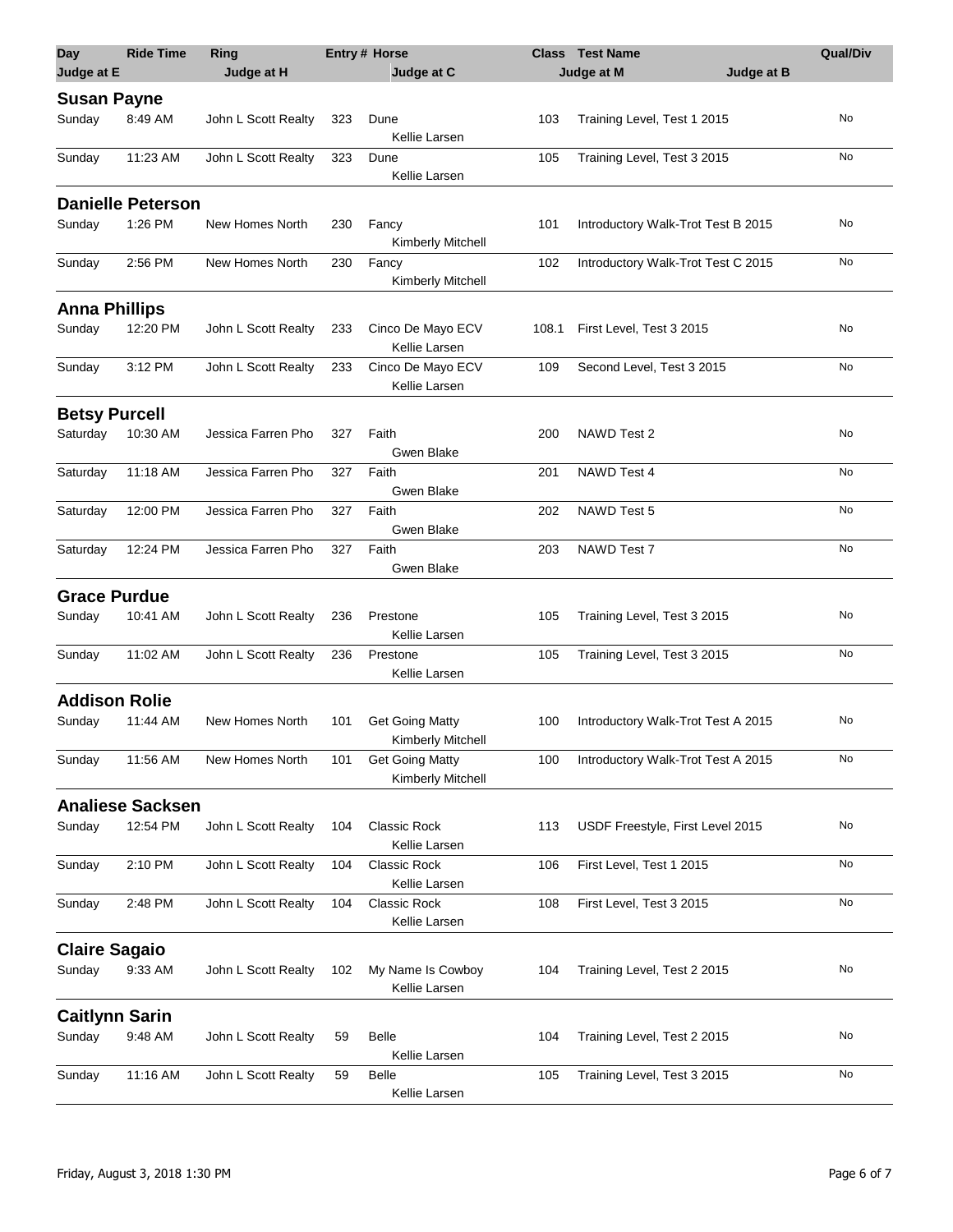| Day | Ride Time | Ring | Entry # | Horse | Class | Test Name | Qual/Div |
|---|---|---|---|---|---|---|---|
| Judge at E | | Judge at H | | Judge at C | | Judge at M / Judge at B | |

## Susan Payne

| Day | Ride Time | Ring | Entry # | Horse / Judge at C | Class | Test Name | Qual/Div |
|---|---|---|---|---|---|---|---|
| Sunday | 8:49 AM | John L Scott Realty | 323 | Dune / Kellie Larsen | 103 | Training Level, Test 1 2015 | No |
| Sunday | 11:23 AM | John L Scott Realty | 323 | Dune / Kellie Larsen | 105 | Training Level, Test 3 2015 | No |

## Danielle Peterson

| Day | Ride Time | Ring | Entry # | Horse / Judge at C | Class | Test Name | Qual/Div |
|---|---|---|---|---|---|---|---|
| Sunday | 1:26 PM | New Homes North | 230 | Fancy / Kimberly Mitchell | 101 | Introductory Walk-Trot Test B 2015 | No |
| Sunday | 2:56 PM | New Homes North | 230 | Fancy / Kimberly Mitchell | 102 | Introductory Walk-Trot Test C 2015 | No |

## Anna Phillips

| Day | Ride Time | Ring | Entry # | Horse / Judge at C | Class | Test Name | Qual/Div |
|---|---|---|---|---|---|---|---|
| Sunday | 12:20 PM | John L Scott Realty | 233 | Cinco De Mayo ECV / Kellie Larsen | 108.1 | First Level, Test 3 2015 | No |
| Sunday | 3:12 PM | John L Scott Realty | 233 | Cinco De Mayo ECV / Kellie Larsen | 109 | Second Level, Test 3 2015 | No |

## Betsy Purcell

| Day | Ride Time | Ring | Entry # | Horse / Judge at C | Class | Test Name | Qual/Div |
|---|---|---|---|---|---|---|---|
| Saturday | 10:30 AM | Jessica Farren Pho | 327 | Faith / Gwen Blake | 200 | NAWD Test 2 | No |
| Saturday | 11:18 AM | Jessica Farren Pho | 327 | Faith / Gwen Blake | 201 | NAWD Test 4 | No |
| Saturday | 12:00 PM | Jessica Farren Pho | 327 | Faith / Gwen Blake | 202 | NAWD Test 5 | No |
| Saturday | 12:24 PM | Jessica Farren Pho | 327 | Faith / Gwen Blake | 203 | NAWD Test 7 | No |

## Grace Purdue

| Day | Ride Time | Ring | Entry # | Horse / Judge at C | Class | Test Name | Qual/Div |
|---|---|---|---|---|---|---|---|
| Sunday | 10:41 AM | John L Scott Realty | 236 | Prestone / Kellie Larsen | 105 | Training Level, Test 3 2015 | No |
| Sunday | 11:02 AM | John L Scott Realty | 236 | Prestone / Kellie Larsen | 105 | Training Level, Test 3 2015 | No |

## Addison Rolie

| Day | Ride Time | Ring | Entry # | Horse / Judge at C | Class | Test Name | Qual/Div |
|---|---|---|---|---|---|---|---|
| Sunday | 11:44 AM | New Homes North | 101 | Get Going Matty / Kimberly Mitchell | 100 | Introductory Walk-Trot Test A 2015 | No |
| Sunday | 11:56 AM | New Homes North | 101 | Get Going Matty / Kimberly Mitchell | 100 | Introductory Walk-Trot Test A 2015 | No |

## Analiese Sacksen

| Day | Ride Time | Ring | Entry # | Horse / Judge at C | Class | Test Name | Qual/Div |
|---|---|---|---|---|---|---|---|
| Sunday | 12:54 PM | John L Scott Realty | 104 | Classic Rock / Kellie Larsen | 113 | USDF Freestyle, First Level 2015 | No |
| Sunday | 2:10 PM | John L Scott Realty | 104 | Classic Rock / Kellie Larsen | 106 | First Level, Test 1 2015 | No |
| Sunday | 2:48 PM | John L Scott Realty | 104 | Classic Rock / Kellie Larsen | 108 | First Level, Test 3 2015 | No |

## Claire Sagaio

| Day | Ride Time | Ring | Entry # | Horse / Judge at C | Class | Test Name | Qual/Div |
|---|---|---|---|---|---|---|---|
| Sunday | 9:33 AM | John L Scott Realty | 102 | My Name Is Cowboy / Kellie Larsen | 104 | Training Level, Test 2 2015 | No |

## Caitlynn Sarin

| Day | Ride Time | Ring | Entry # | Horse / Judge at C | Class | Test Name | Qual/Div |
|---|---|---|---|---|---|---|---|
| Sunday | 9:48 AM | John L Scott Realty | 59 | Belle / Kellie Larsen | 104 | Training Level, Test 2 2015 | No |
| Sunday | 11:16 AM | John L Scott Realty | 59 | Belle / Kellie Larsen | 105 | Training Level, Test 3 2015 | No |

Friday, August 3, 2018 1:30 PM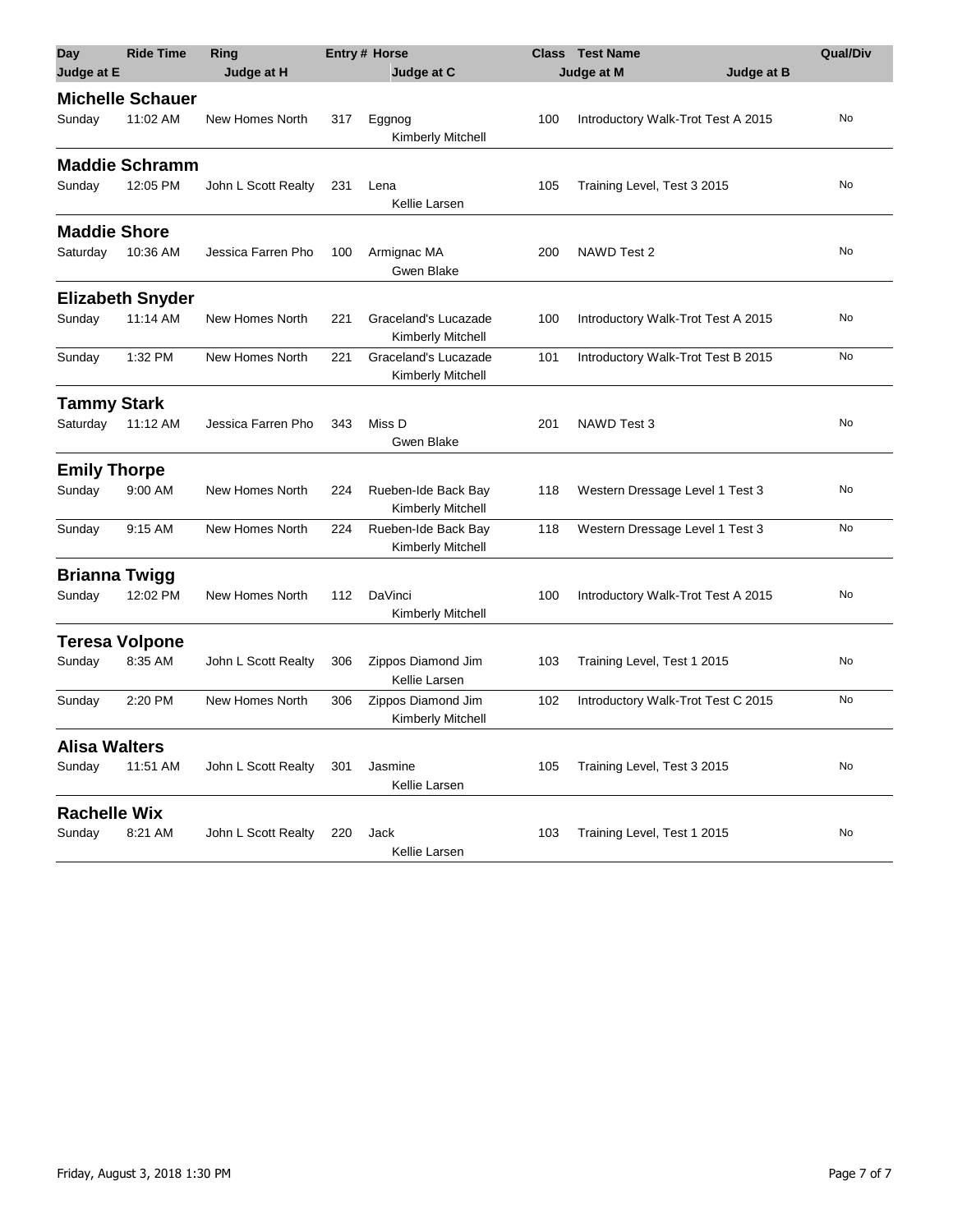| Day | Ride Time | Ring | Entry # | Horse | Class | Test Name | Qual/Div |
|---|---|---|---|---|---|---|---|
| Judge at E | | Judge at H | | Judge at C | | Judge at M / Judge at B | |
| **Michelle Schauer** | | | | | | | |
| Sunday | 11:02 AM | New Homes North | 317 | Eggnog<br>Kimberly Mitchell | 100 | Introductory Walk-Trot Test A 2015 | No |
| **Maddie Schramm** | | | | | | | |
| Sunday | 12:05 PM | John L Scott Realty | 231 | Lena<br>Kellie Larsen | 105 | Training Level, Test 3 2015 | No |
| **Maddie Shore** | | | | | | | |
| Saturday | 10:36 AM | Jessica Farren Pho | 100 | Armignac MA<br>Gwen Blake | 200 | NAWD Test 2 | No |
| **Elizabeth Snyder** | | | | | | | |
| Sunday | 11:14 AM | New Homes North | 221 | Graceland's Lucazade<br>Kimberly Mitchell | 100 | Introductory Walk-Trot Test A 2015 | No |
| Sunday | 1:32 PM | New Homes North | 221 | Graceland's Lucazade<br>Kimberly Mitchell | 101 | Introductory Walk-Trot Test B 2015 | No |
| **Tammy Stark** | | | | | | | |
| Saturday | 11:12 AM | Jessica Farren Pho | 343 | Miss D<br>Gwen Blake | 201 | NAWD Test 3 | No |
| **Emily Thorpe** | | | | | | | |
| Sunday | 9:00 AM | New Homes North | 224 | Rueben-Ide Back Bay<br>Kimberly Mitchell | 118 | Western Dressage Level 1 Test 3 | No |
| Sunday | 9:15 AM | New Homes North | 224 | Rueben-Ide Back Bay<br>Kimberly Mitchell | 118 | Western Dressage Level 1 Test 3 | No |
| **Brianna Twigg** | | | | | | | |
| Sunday | 12:02 PM | New Homes North | 112 | DaVinci<br>Kimberly Mitchell | 100 | Introductory Walk-Trot Test A 2015 | No |
| **Teresa Volpone** | | | | | | | |
| Sunday | 8:35 AM | John L Scott Realty | 306 | Zippos Diamond Jim<br>Kellie Larsen | 103 | Training Level, Test 1 2015 | No |
| Sunday | 2:20 PM | New Homes North | 306 | Zippos Diamond Jim<br>Kimberly Mitchell | 102 | Introductory Walk-Trot Test C 2015 | No |
| **Alisa Walters** | | | | | | | |
| Sunday | 11:51 AM | John L Scott Realty | 301 | Jasmine<br>Kellie Larsen | 105 | Training Level, Test 3 2015 | No |
| **Rachelle Wix** | | | | | | | |
| Sunday | 8:21 AM | John L Scott Realty | 220 | Jack<br>Kellie Larsen | 103 | Training Level, Test 1 2015 | No |

Friday, August 3, 2018 1:30 PM